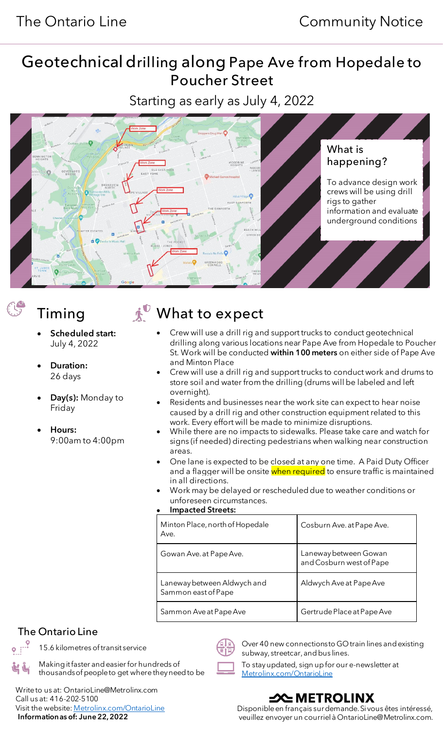The Ontario Line

Community Notice

# Geotechnical drilling along Pape Ave from Hopedale to Poucher Street

Starting as early as July 4, 2022

### What is happening?

To advance design work crews will be using drill rigs to gather information and evaluate underground conditions

## Timing

- **Scheduled start:** July 4, 2022
- **Duration:** 26 days
- **Day(s):** Monday to Friday
- **Hours:** 9:00am to 4:00pm

## What to expect

- Crew will use a drill rig and support trucks to conduct geotechnical drilling along various locations near Pape Ave from Hopedale to Poucher St. Work will be conducted **within 100 meters** on either side of Pape Ave and Minton Place
- Crew will use a drill rig and support trucks to conduct work and drums to store soil and water from the drilling (drums will be labeled and left overnight).
- Residents and businesses near the work site can expect to hear noise caused by a drill rig and other construction equipment related to this work. Every effort will be made to minimize disruptions.
- While there are no impacts to sidewalks. Please take care and watch for signs (if needed) directing pedestrians when walking near construction areas.
- One lane is expected to be closed at any one time. A Paid Duty Officer and a flagger will be onsite when required to ensure traffic is maintained in all directions.
- Work may be delayed or rescheduled due to weather conditions or unforeseen circumstances.
- **Impacted Streets:**

| | |
|---|---|
| Minton Place, north of Hopedale Ave. | Cosburn Ave. at Pape Ave. |
| Gowan Ave. at Pape Ave. | Laneway between Gowan and Cosburn west of Pape |
| Laneway between Aldwych and Sammon east of Pape | Aldwych Ave at Pape Ave |
| Sammon Ave at Pape Ave | Gertrude Place at Pape Ave |

## The Ontario Line

- 15.6 kilometres of transit service
- Making it faster and easier for hundreds of thousands of people to get where they need to be
- Over 40 new connections to GO train lines and existing subway, streetcar, and bus lines.
- To stay updated, sign up for our e-newsletter at Metrolinx.com/OntarioLine

Write to us at: OntarioLine@Metrolinx.com
Call us at: 416-202-5100
Visit the website: Metrolinx.com/OntarioLine
**Information as of: June 22, 2022**

METROLINX

Disponible en français sur demande. Si vous êtes intéressé, veuillez envoyer un courriel à OntarioLine@Metrolinx.com.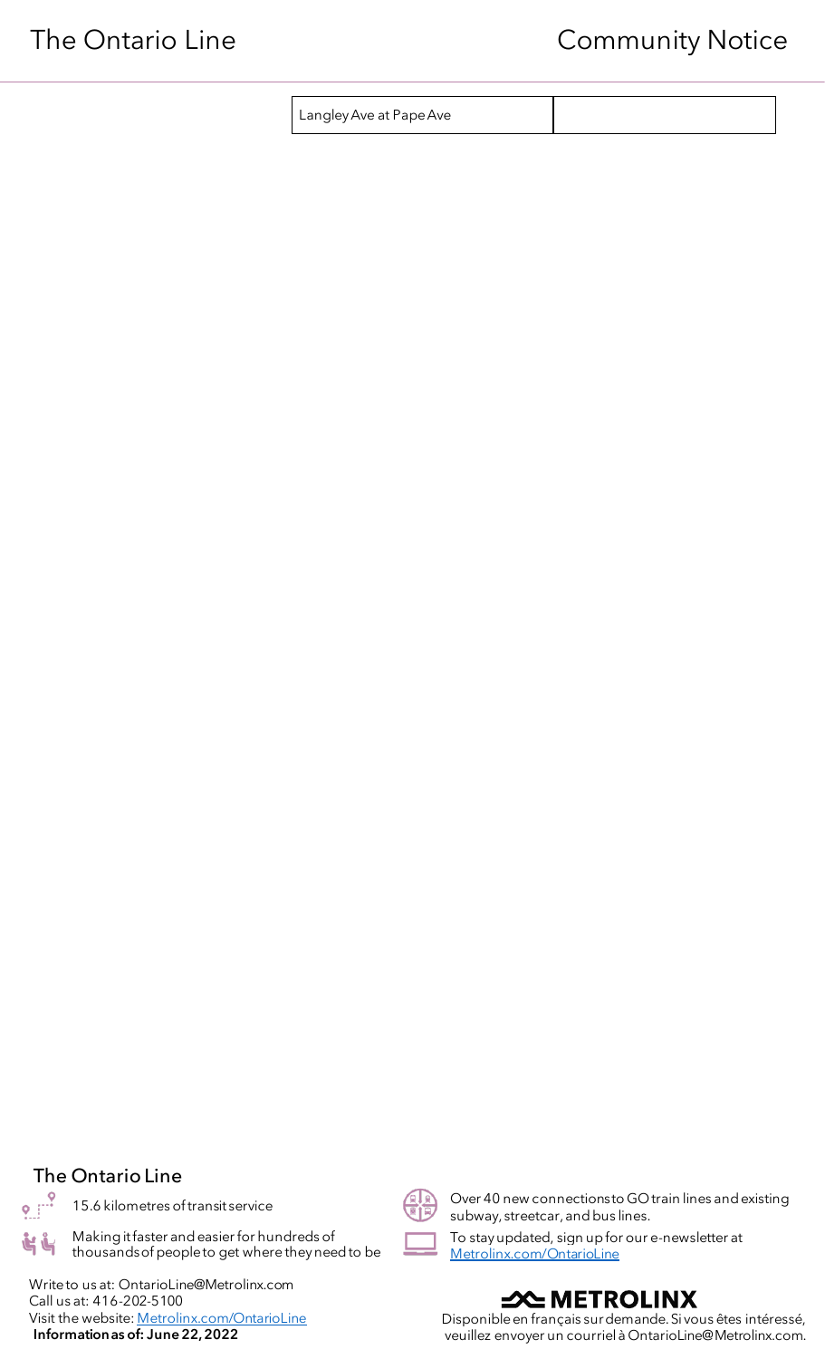| | |
|---|---|
| Langley Ave at Pape Ave | |

## The Ontario Line

- 15.6 kilometres of transit service
- Making it faster and easier for hundreds of thousands of people to get where they need to be
- Over 40 new connections to GO train lines and existing subway, streetcar, and bus lines.
- To stay updated, sign up for our e-newsletter at Metrolinx.com/OntarioLine

Write to us at: OntarioLine@Metrolinx.com
Call us at: 416-202-5100
Visit the website: Metrolinx.com/OntarioLine
**Information as of: June 22, 2022**

METROLINX

Disponible en français sur demande. Si vous êtes intéressé, veuillez envoyer un courriel à OntarioLine@Metrolinx.com.